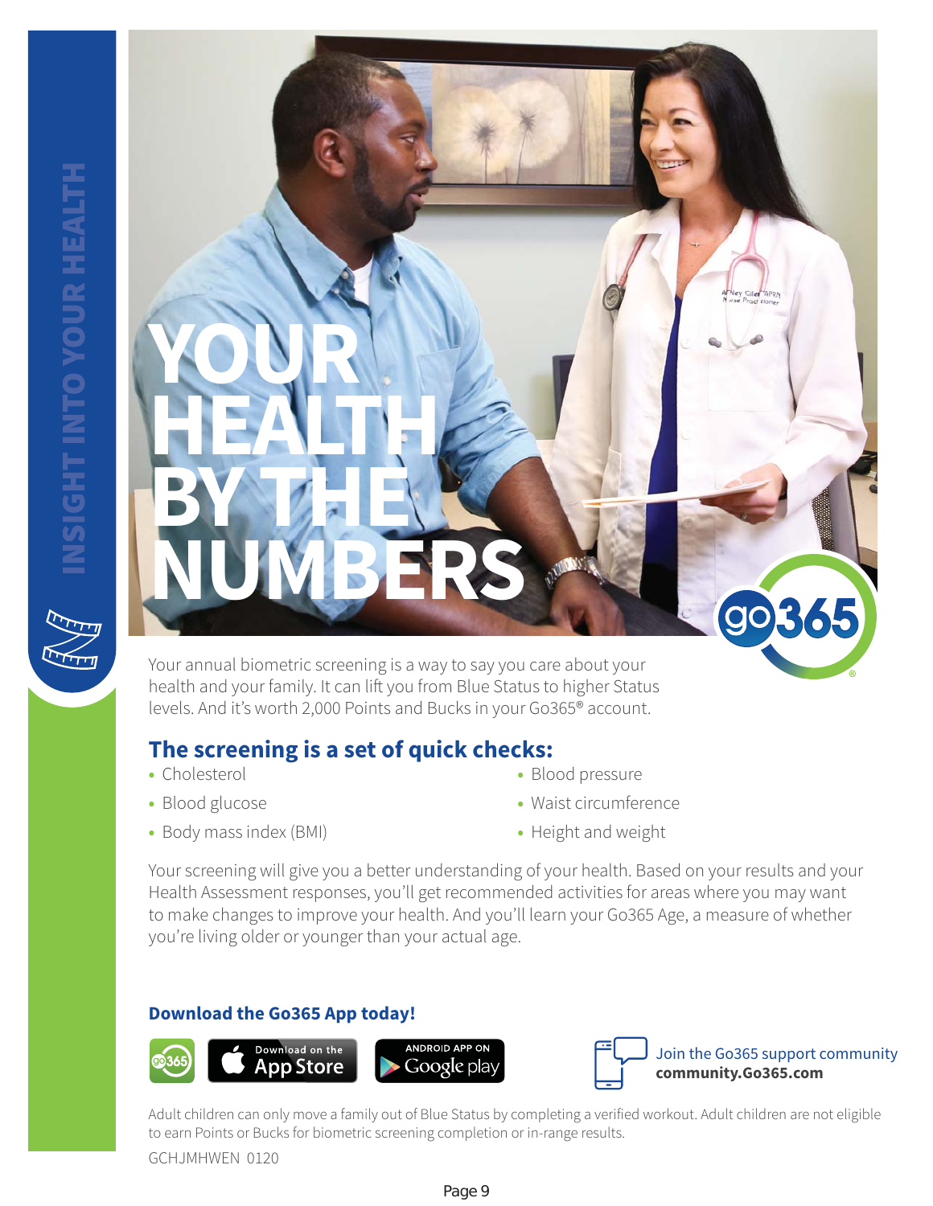INSIGHT INTO YOUR HEALTH

# YOUR HEALTH BY THE NUMBERS

Your annual biometric screening is a way to say you care about your health and your family. It can lift you from Blue Status to higher Status levels. And it's worth 2,000 Points and Bucks in your Go365® account.

## The screening is a set of quick checks:

- Cholesterol
- Blood glucose
- Body mass index (BMI)
- Blood pressure
- Waist circumference
- Height and weight

Your screening will give you a better understanding of your health. Based on your results and your Health Assessment responses, you'll get recommended activities for areas where you may want to make changes to improve your health. And you'll learn your Go365 Age, a measure of whether you're living older or younger than your actual age.

### Download the Go365 App today!

Download on the App Store | ANDROID APP ON Google play

Join the Go365 support community
**community.Go365.com**

Adult children can only move a family out of Blue Status by completing a verified workout. Adult children are not eligible to earn Points or Bucks for biometric screening completion or in-range results.

GCHJMHWEN 0120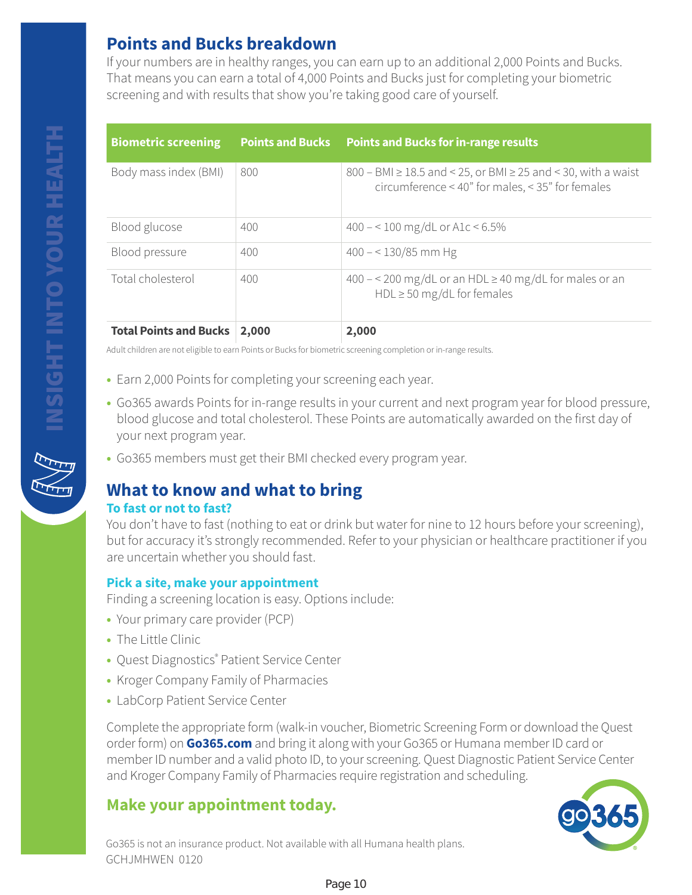## Points and Bucks breakdown

If your numbers are in healthy ranges, you can earn up to an additional 2,000 Points and Bucks. That means you can earn a total of 4,000 Points and Bucks just for completing your biometric screening and with results that show you're taking good care of yourself.

| Biometric screening | Points and Bucks | Points and Bucks for in-range results |
|---|---|---|
| Body mass index (BMI) | 800 | 800 – BMI ≥ 18.5 and < 25, or BMI ≥ 25 and < 30, with a waist circumference < 40" for males, < 35" for females |
| Blood glucose | 400 | 400 – < 100 mg/dL or A1c < 6.5% |
| Blood pressure | 400 | 400 – < 130/85 mm Hg |
| Total cholesterol | 400 | 400 – < 200 mg/dL or an HDL ≥ 40 mg/dL for males or an HDL ≥ 50 mg/dL for females |
| **Total Points and Bucks** | **2,000** | **2,000** |

Adult children are not eligible to earn Points or Bucks for biometric screening completion or in-range results.

- Earn 2,000 Points for completing your screening each year.
- Go365 awards Points for in-range results in your current and next program year for blood pressure, blood glucose and total cholesterol. These Points are automatically awarded on the first day of your next program year.
- Go365 members must get their BMI checked every program year.

## What to know and what to bring

### To fast or not to fast?

You don't have to fast (nothing to eat or drink but water for nine to 12 hours before your screening), but for accuracy it's strongly recommended. Refer to your physician or healthcare practitioner if you are uncertain whether you should fast.

### Pick a site, make your appointment

Finding a screening location is easy. Options include:

- Your primary care provider (PCP)
- The Little Clinic
- Quest Diagnostics® Patient Service Center
- Kroger Company Family of Pharmacies
- LabCorp Patient Service Center

Complete the appropriate form (walk-in voucher, Biometric Screening Form or download the Quest order form) on **Go365.com** and bring it along with your Go365 or Humana member ID card or member ID number and a valid photo ID, to your screening. Quest Diagnostic Patient Service Center and Kroger Company Family of Pharmacies require registration and scheduling.

## Make your appointment today.

Go365 is not an insurance product. Not available with all Humana health plans.
GCHJMHWEN 0120